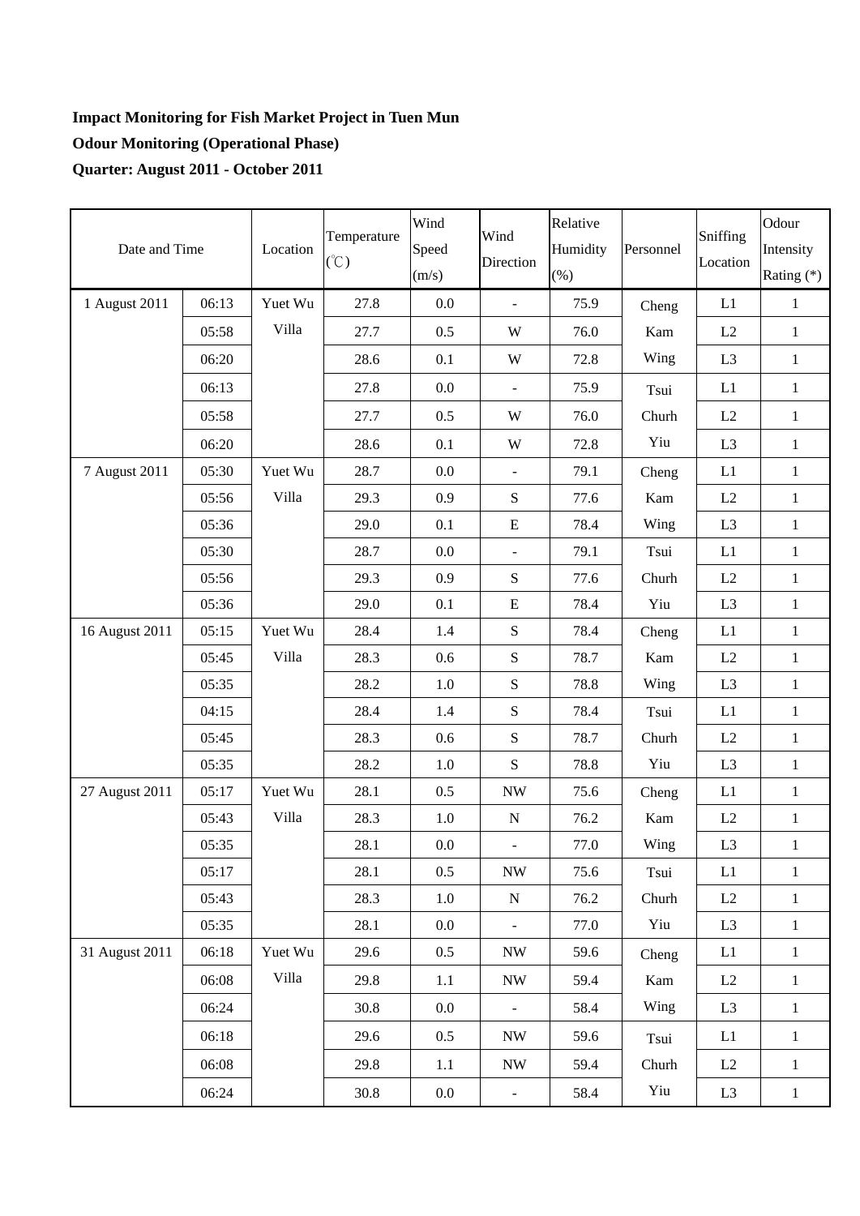**Impact Monitoring for Fish Market Project in Tuen Mun**

**Odour Monitoring (Operational Phase)**

**Quarter: August 2011 - October 2011**

| Date and Time | | Location | Temperature (℃) | Wind Speed (m/s) | Wind Direction | Relative Humidity (%) | Personnel | Sniffing Location | Odour Intensity Rating (*) |
|---|---|---|---|---|---|---|---|---|---|
| 1 August 2011 | 06:13 | Yuet Wu Villa | 27.8 | 0.0 | - | 75.9 | Cheng Kam Wing | L1 | 1 |
| | 05:58 | | 27.7 | 0.5 | W | 76.0 | | L2 | 1 |
| | 06:20 | | 28.6 | 0.1 | W | 72.8 | | L3 | 1 |
| | 06:13 | | 27.8 | 0.0 | - | 75.9 | Tsui Churh Yiu | L1 | 1 |
| | 05:58 | | 27.7 | 0.5 | W | 76.0 | | L2 | 1 |
| | 06:20 | | 28.6 | 0.1 | W | 72.8 | | L3 | 1 |
| 7 August 2011 | 05:30 | Yuet Wu Villa | 28.7 | 0.0 | - | 79.1 | Cheng Kam Wing | L1 | 1 |
| | 05:56 | | 29.3 | 0.9 | S | 77.6 | | L2 | 1 |
| | 05:36 | | 29.0 | 0.1 | E | 78.4 | | L3 | 1 |
| | 05:30 | | 28.7 | 0.0 | - | 79.1 | Tsui Churh Yiu | L1 | 1 |
| | 05:56 | | 29.3 | 0.9 | S | 77.6 | | L2 | 1 |
| | 05:36 | | 29.0 | 0.1 | E | 78.4 | | L3 | 1 |
| 16 August 2011 | 05:15 | Yuet Wu Villa | 28.4 | 1.4 | S | 78.4 | Cheng Kam Wing | L1 | 1 |
| | 05:45 | | 28.3 | 0.6 | S | 78.7 | | L2 | 1 |
| | 05:35 | | 28.2 | 1.0 | S | 78.8 | | L3 | 1 |
| | 04:15 | | 28.4 | 1.4 | S | 78.4 | Tsui Churh Yiu | L1 | 1 |
| | 05:45 | | 28.3 | 0.6 | S | 78.7 | | L2 | 1 |
| | 05:35 | | 28.2 | 1.0 | S | 78.8 | | L3 | 1 |
| 27 August 2011 | 05:17 | Yuet Wu Villa | 28.1 | 0.5 | NW | 75.6 | Cheng Kam Wing | L1 | 1 |
| | 05:43 | | 28.3 | 1.0 | N | 76.2 | | L2 | 1 |
| | 05:35 | | 28.1 | 0.0 | - | 77.0 | | L3 | 1 |
| | 05:17 | | 28.1 | 0.5 | NW | 75.6 | Tsui Churh Yiu | L1 | 1 |
| | 05:43 | | 28.3 | 1.0 | N | 76.2 | | L2 | 1 |
| | 05:35 | | 28.1 | 0.0 | - | 77.0 | | L3 | 1 |
| 31 August 2011 | 06:18 | Yuet Wu Villa | 29.6 | 0.5 | NW | 59.6 | Cheng Kam Wing | L1 | 1 |
| | 06:08 | | 29.8 | 1.1 | NW | 59.4 | | L2 | 1 |
| | 06:24 | | 30.8 | 0.0 | - | 58.4 | | L3 | 1 |
| | 06:18 | | 29.6 | 0.5 | NW | 59.6 | Tsui Churh Yiu | L1 | 1 |
| | 06:08 | | 29.8 | 1.1 | NW | 59.4 | | L2 | 1 |
| | 06:24 | | 30.8 | 0.0 | - | 58.4 | | L3 | 1 |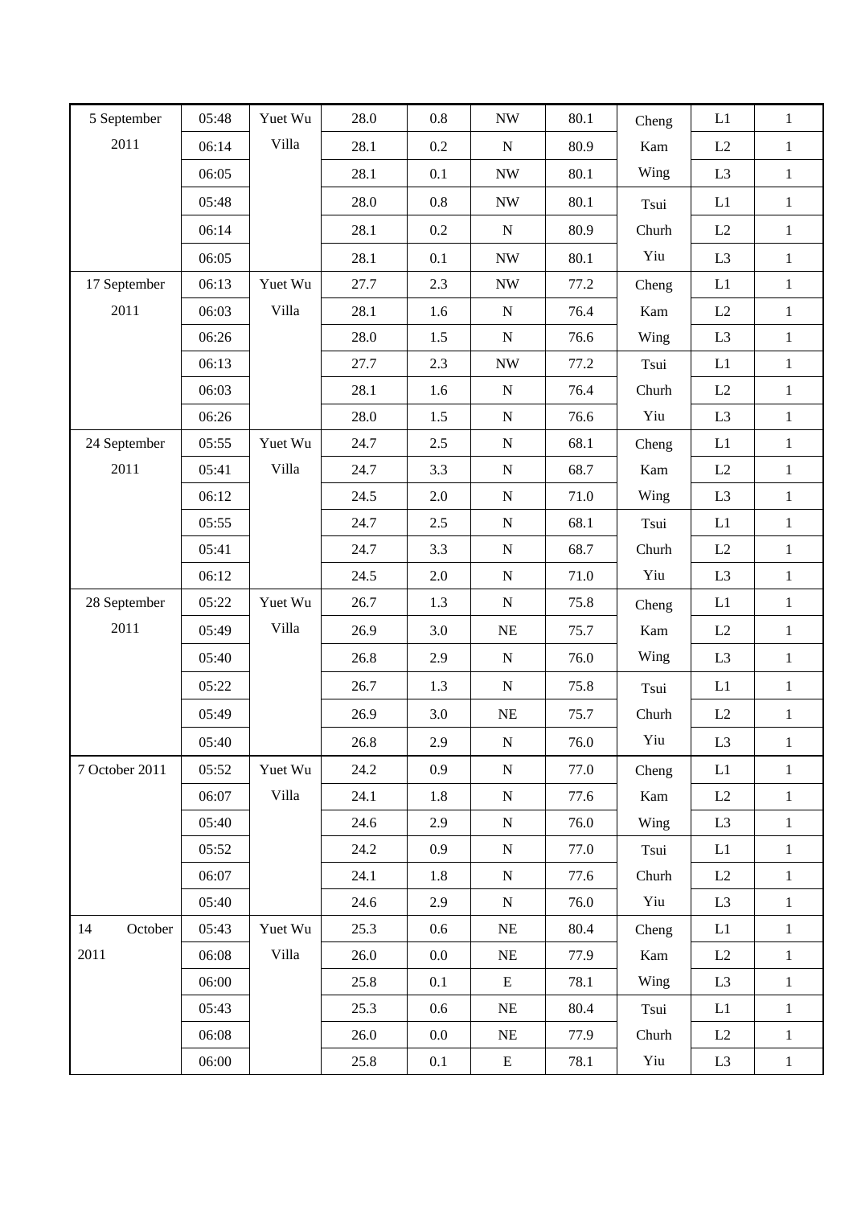| | | | | | | | | | |
|---|---|---|---|---|---|---|---|---|---|
| 5 September 2011 | 05:48 | Yuet Wu Villa | 28.0 | 0.8 | NW | 80.1 | Cheng Kam Wing | L1 | 1 |
| | 06:14 | | 28.1 | 0.2 | N | 80.9 | | L2 | 1 |
| | 06:05 | | 28.1 | 0.1 | NW | 80.1 | | L3 | 1 |
| | 05:48 | | 28.0 | 0.8 | NW | 80.1 | Tsui Churh Yiu | L1 | 1 |
| | 06:14 | | 28.1 | 0.2 | N | 80.9 | | L2 | 1 |
| | 06:05 | | 28.1 | 0.1 | NW | 80.1 | | L3 | 1 |
| 17 September 2011 | 06:13 | Yuet Wu Villa | 27.7 | 2.3 | NW | 77.2 | Cheng Kam Wing | L1 | 1 |
| | 06:03 | | 28.1 | 1.6 | N | 76.4 | | L2 | 1 |
| | 06:26 | | 28.0 | 1.5 | N | 76.6 | | L3 | 1 |
| | 06:13 | | 27.7 | 2.3 | NW | 77.2 | Tsui Churh Yiu | L1 | 1 |
| | 06:03 | | 28.1 | 1.6 | N | 76.4 | | L2 | 1 |
| | 06:26 | | 28.0 | 1.5 | N | 76.6 | | L3 | 1 |
| 24 September 2011 | 05:55 | Yuet Wu Villa | 24.7 | 2.5 | N | 68.1 | Cheng Kam Wing | L1 | 1 |
| | 05:41 | | 24.7 | 3.3 | N | 68.7 | | L2 | 1 |
| | 06:12 | | 24.5 | 2.0 | N | 71.0 | | L3 | 1 |
| | 05:55 | | 24.7 | 2.5 | N | 68.1 | Tsui Churh Yiu | L1 | 1 |
| | 05:41 | | 24.7 | 3.3 | N | 68.7 | | L2 | 1 |
| | 06:12 | | 24.5 | 2.0 | N | 71.0 | | L3 | 1 |
| 28 September 2011 | 05:22 | Yuet Wu Villa | 26.7 | 1.3 | N | 75.8 | Cheng Kam Wing | L1 | 1 |
| | 05:49 | | 26.9 | 3.0 | NE | 75.7 | | L2 | 1 |
| | 05:40 | | 26.8 | 2.9 | N | 76.0 | | L3 | 1 |
| | 05:22 | | 26.7 | 1.3 | N | 75.8 | Tsui Churh Yiu | L1 | 1 |
| | 05:49 | | 26.9 | 3.0 | NE | 75.7 | | L2 | 1 |
| | 05:40 | | 26.8 | 2.9 | N | 76.0 | | L3 | 1 |
| 7 October 2011 | 05:52 | Yuet Wu Villa | 24.2 | 0.9 | N | 77.0 | Cheng Kam Wing | L1 | 1 |
| | 06:07 | | 24.1 | 1.8 | N | 77.6 | | L2 | 1 |
| | 05:40 | | 24.6 | 2.9 | N | 76.0 | | L3 | 1 |
| | 05:52 | | 24.2 | 0.9 | N | 77.0 | Tsui Churh Yiu | L1 | 1 |
| | 06:07 | | 24.1 | 1.8 | N | 77.6 | | L2 | 1 |
| | 05:40 | | 24.6 | 2.9 | N | 76.0 | | L3 | 1 |
| 14 October 2011 | 05:43 | Yuet Wu Villa | 25.3 | 0.6 | NE | 80.4 | Cheng Kam Wing | L1 | 1 |
| | 06:08 | | 26.0 | 0.0 | NE | 77.9 | | L2 | 1 |
| | 06:00 | | 25.8 | 0.1 | E | 78.1 | | L3 | 1 |
| | 05:43 | | 25.3 | 0.6 | NE | 80.4 | Tsui Churh Yiu | L1 | 1 |
| | 06:08 | | 26.0 | 0.0 | NE | 77.9 | | L2 | 1 |
| | 06:00 | | 25.8 | 0.1 | E | 78.1 | | L3 | 1 |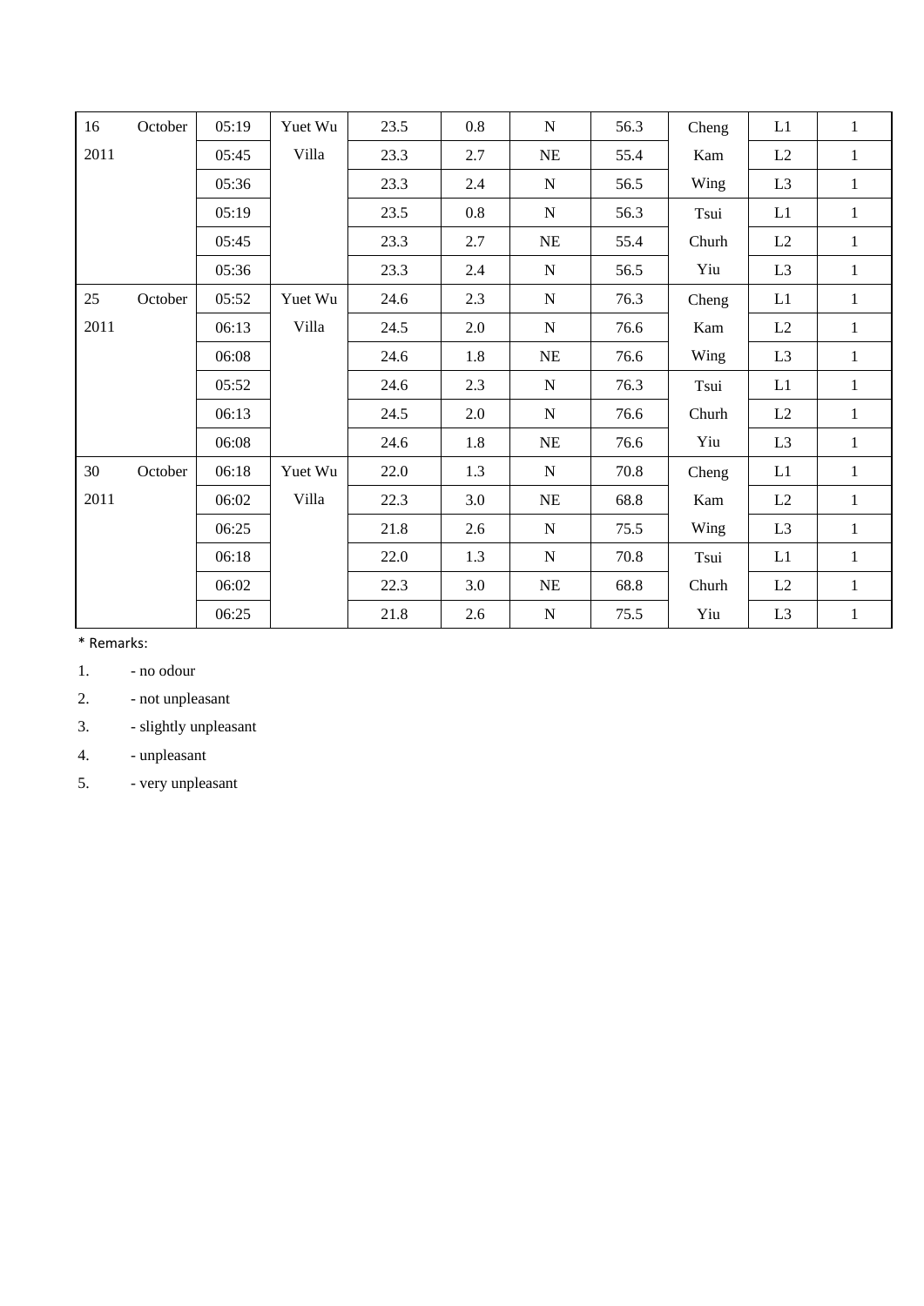| | | | | | | | | | |
|---|---|---|---|---|---|---|---|---|---|
| 16 October 2011 | 05:19 | Yuet Wu Villa | 23.5 | 0.8 | N | 56.3 | Cheng Kam Wing | L1 | 1 |
| | 05:45 | | 23.3 | 2.7 | NE | 55.4 | | L2 | 1 |
| | 05:36 | | 23.3 | 2.4 | N | 56.5 | | L3 | 1 |
| | 05:19 | | 23.5 | 0.8 | N | 56.3 | Tsui Churh Yiu | L1 | 1 |
| | 05:45 | | 23.3 | 2.7 | NE | 55.4 | | L2 | 1 |
| | 05:36 | | 23.3 | 2.4 | N | 56.5 | | L3 | 1 |
| 25 October 2011 | 05:52 | Yuet Wu Villa | 24.6 | 2.3 | N | 76.3 | Cheng Kam Wing | L1 | 1 |
| | 06:13 | | 24.5 | 2.0 | N | 76.6 | | L2 | 1 |
| | 06:08 | | 24.6 | 1.8 | NE | 76.6 | | L3 | 1 |
| | 05:52 | | 24.6 | 2.3 | N | 76.3 | Tsui Churh Yiu | L1 | 1 |
| | 06:13 | | 24.5 | 2.0 | N | 76.6 | | L2 | 1 |
| | 06:08 | | 24.6 | 1.8 | NE | 76.6 | | L3 | 1 |
| 30 October 2011 | 06:18 | Yuet Wu Villa | 22.0 | 1.3 | N | 70.8 | Cheng Kam Wing | L1 | 1 |
| | 06:02 | | 22.3 | 3.0 | NE | 68.8 | | L2 | 1 |
| | 06:25 | | 21.8 | 2.6 | N | 75.5 | | L3 | 1 |
| | 06:18 | | 22.0 | 1.3 | N | 70.8 | Tsui Churh Yiu | L1 | 1 |
| | 06:02 | | 22.3 | 3.0 | NE | 68.8 | | L2 | 1 |
| | 06:25 | | 21.8 | 2.6 | N | 75.5 | | L3 | 1 |

* Remarks:

1. - no odour
2. - not unpleasant
3. - slightly unpleasant
4. - unpleasant
5. - very unpleasant